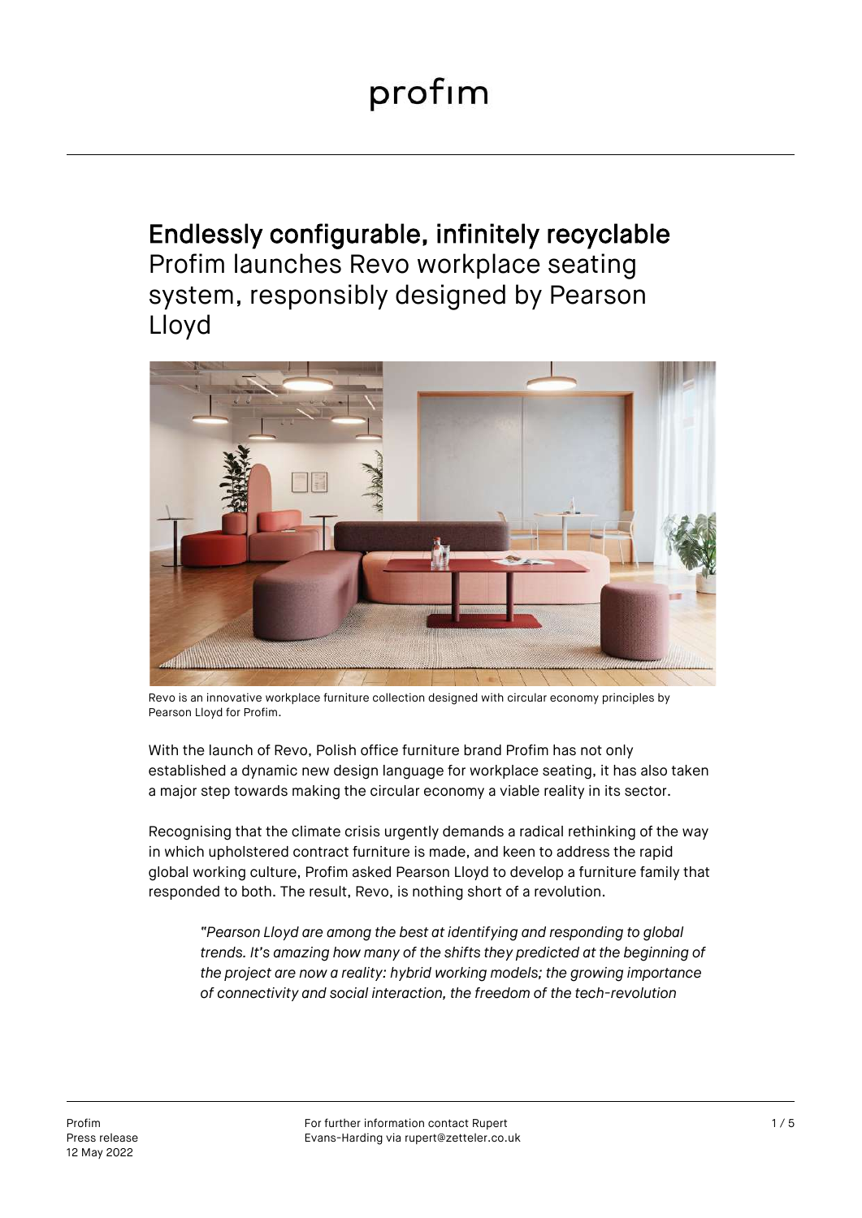# profim

## Endlessly configurable, infinitely recyclable

Profim launches Revo workplace seating system, responsibly designed by Pearson Lloyd

Revo is an innovative workplace furniture collection designed with circular economy principles by Pearson Lloyd for Profim.

With the launch of Revo, Polish office furniture brand Profim has not only established a dynamic new design language for workplace seating, it has also taken a major step towards making the circular economy a viable reality in its sector.

Recognising that the climate crisis urgently demands a radical rethinking of the way in which upholstered contract furniture is made, and keen to address the rapid global working culture, Profim asked Pearson Lloyd to develop a furniture family that responded to both. The result, Revo, is nothing short of a revolution.

> *"Pearson Lloyd are among the best at identifying and responding to global trends. It's amazing how many of the shifts they predicted at the beginning of the project are now a reality: hybrid working models; the growing importance of connectivity and social interaction, the freedom of the tech-revolution*

Profim
Press release
12 May 2022

For further information contact Rupert Evans-Harding via rupert@zetteler.co.uk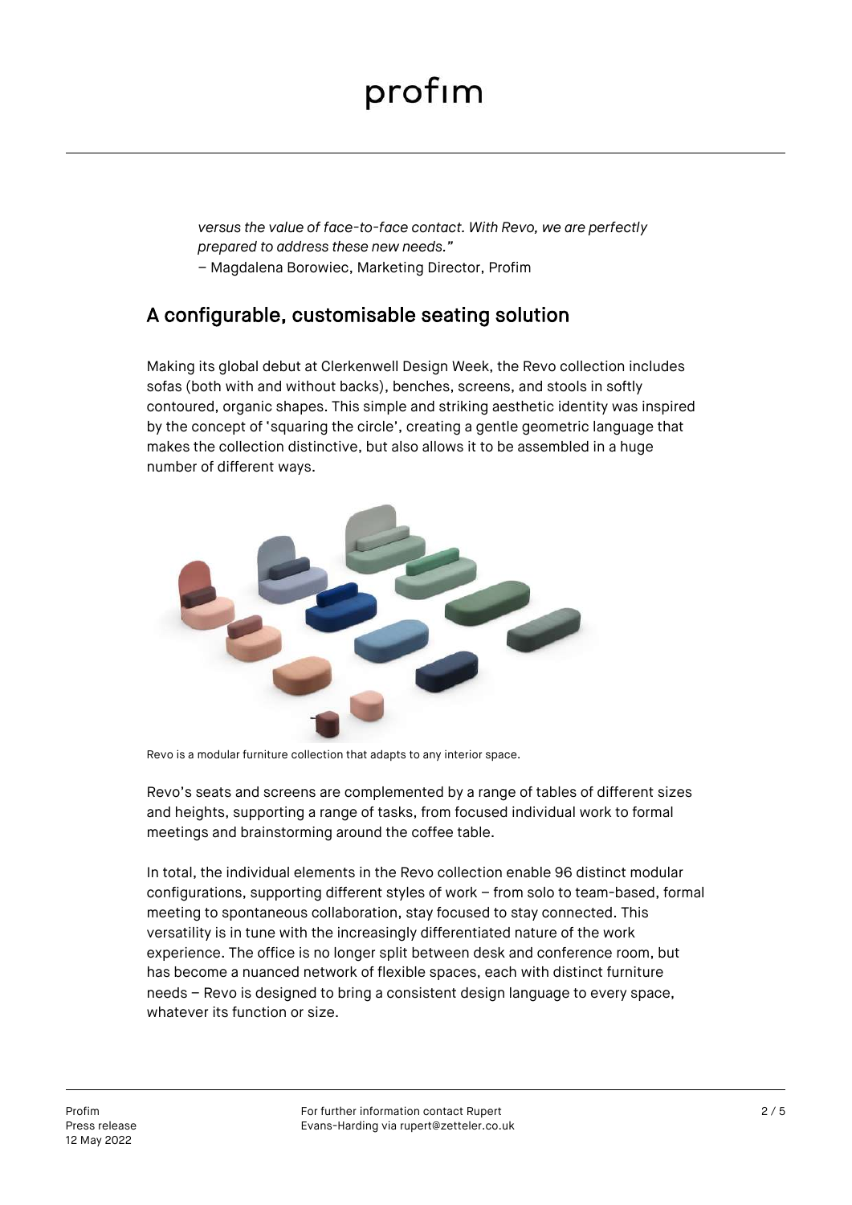*versus the value of face-to-face contact. With Revo, we are perfectly prepared to address these new needs."*
– Magdalena Borowiec, Marketing Director, Profim

## A configurable, customisable seating solution

Making its global debut at Clerkenwell Design Week, the Revo collection includes sofas (both with and without backs), benches, screens, and stools in softly contoured, organic shapes. This simple and striking aesthetic identity was inspired by the concept of 'squaring the circle', creating a gentle geometric language that makes the collection distinctive, but also allows it to be assembled in a huge number of different ways.

Revo is a modular furniture collection that adapts to any interior space.

Revo's seats and screens are complemented by a range of tables of different sizes and heights, supporting a range of tasks, from focused individual work to formal meetings and brainstorming around the coffee table.

In total, the individual elements in the Revo collection enable 96 distinct modular configurations, supporting different styles of work – from solo to team-based, formal meeting to spontaneous collaboration, stay focused to stay connected. This versatility is in tune with the increasingly differentiated nature of the work experience. The office is no longer split between desk and conference room, but has become a nuanced network of flexible spaces, each with distinct furniture needs – Revo is designed to bring a consistent design language to every space, whatever its function or size.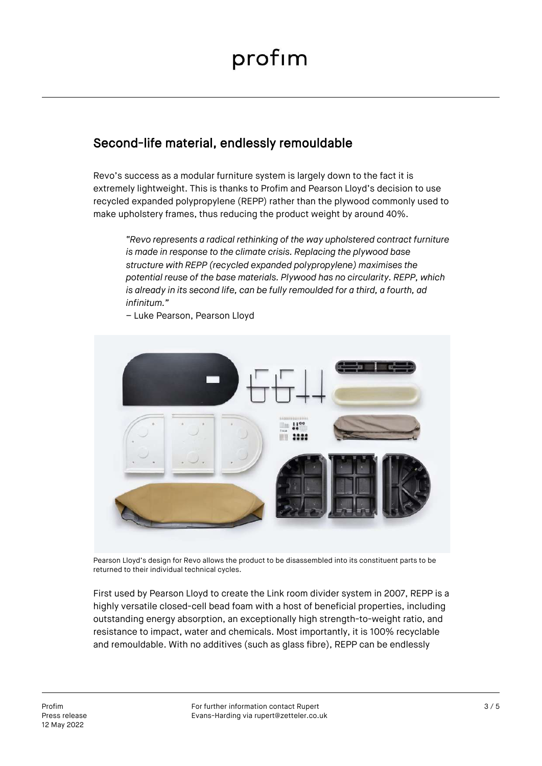## Second-life material, endlessly remouldable

Revo's success as a modular furniture system is largely down to the fact it is extremely lightweight. This is thanks to Profim and Pearson Lloyd's decision to use recycled expanded polypropylene (REPP) rather than the plywood commonly used to make upholstery frames, thus reducing the product weight by around 40%.

> *"Revo represents a radical rethinking of the way upholstered contract furniture is made in response to the climate crisis. Replacing the plywood base structure with REPP (recycled expanded polypropylene) maximises the potential reuse of the base materials. Plywood has no circularity. REPP, which is already in its second life, can be fully remoulded for a third, a fourth, ad infinitum."*
>
> – Luke Pearson, Pearson Lloyd

Pearson Lloyd's design for Revo allows the product to be disassembled into its constituent parts to be returned to their individual technical cycles.

First used by Pearson Lloyd to create the Link room divider system in 2007, REPP is a highly versatile closed-cell bead foam with a host of beneficial properties, including outstanding energy absorption, an exceptionally high strength-to-weight ratio, and resistance to impact, water and chemicals. Most importantly, it is 100% recyclable and remouldable. With no additives (such as glass fibre), REPP can be endlessly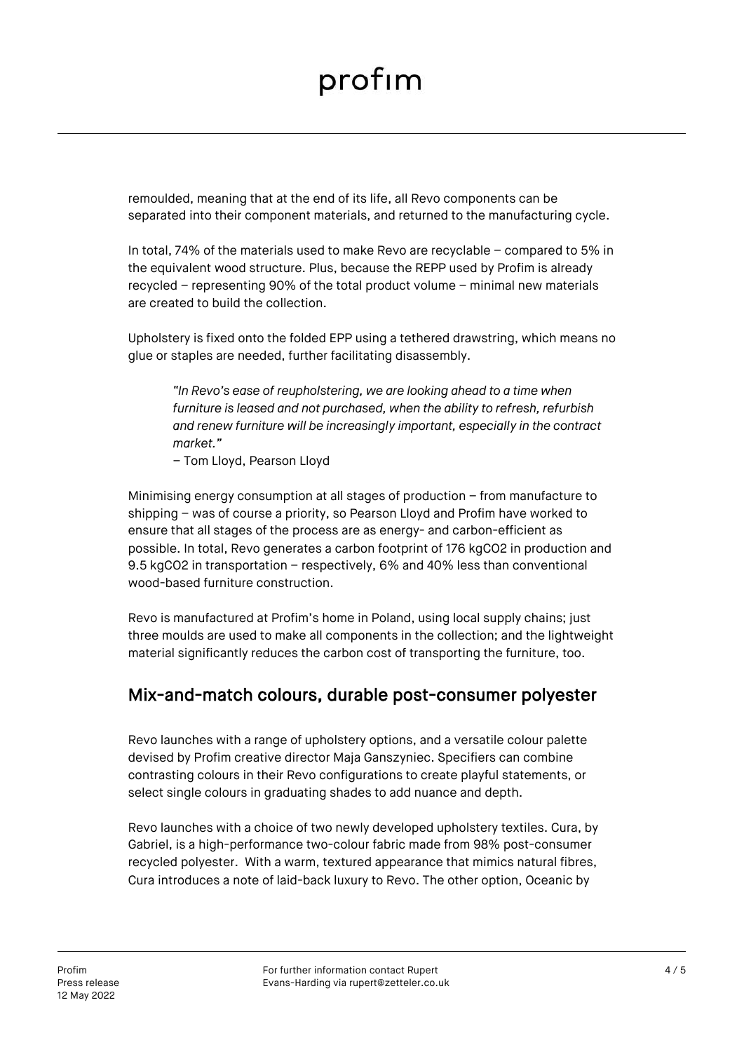remoulded, meaning that at the end of its life, all Revo components can be separated into their component materials, and returned to the manufacturing cycle.

In total, 74% of the materials used to make Revo are recyclable – compared to 5% in the equivalent wood structure. Plus, because the REPP used by Profim is already recycled – representing 90% of the total product volume – minimal new materials are created to build the collection.

Upholstery is fixed onto the folded EPP using a tethered drawstring, which means no glue or staples are needed, further facilitating disassembly.

> *"In Revo's ease of reupholstering, we are looking ahead to a time when furniture is leased and not purchased, when the ability to refresh, refurbish and renew furniture will be increasingly important, especially in the contract market."*
> – Tom Lloyd, Pearson Lloyd

Minimising energy consumption at all stages of production – from manufacture to shipping – was of course a priority, so Pearson Lloyd and Profim have worked to ensure that all stages of the process are as energy- and carbon-efficient as possible. In total, Revo generates a carbon footprint of 176 $kgCO_2$ in production and 9.5 $kgCO_2$ in transportation – respectively, 6% and 40% less than conventional wood-based furniture construction.

Revo is manufactured at Profim's home in Poland, using local supply chains; just three moulds are used to make all components in the collection; and the lightweight material significantly reduces the carbon cost of transporting the furniture, too.

## Mix-and-match colours, durable post-consumer polyester

Revo launches with a range of upholstery options, and a versatile colour palette devised by Profim creative director Maja Ganszyniec. Specifiers can combine contrasting colours in their Revo configurations to create playful statements, or select single colours in graduating shades to add nuance and depth.

Revo launches with a choice of two newly developed upholstery textiles. Cura, by Gabriel, is a high-performance two-colour fabric made from 98% post-consumer recycled polyester. With a warm, textured appearance that mimics natural fibres, Cura introduces a note of laid-back luxury to Revo. The other option, Oceanic by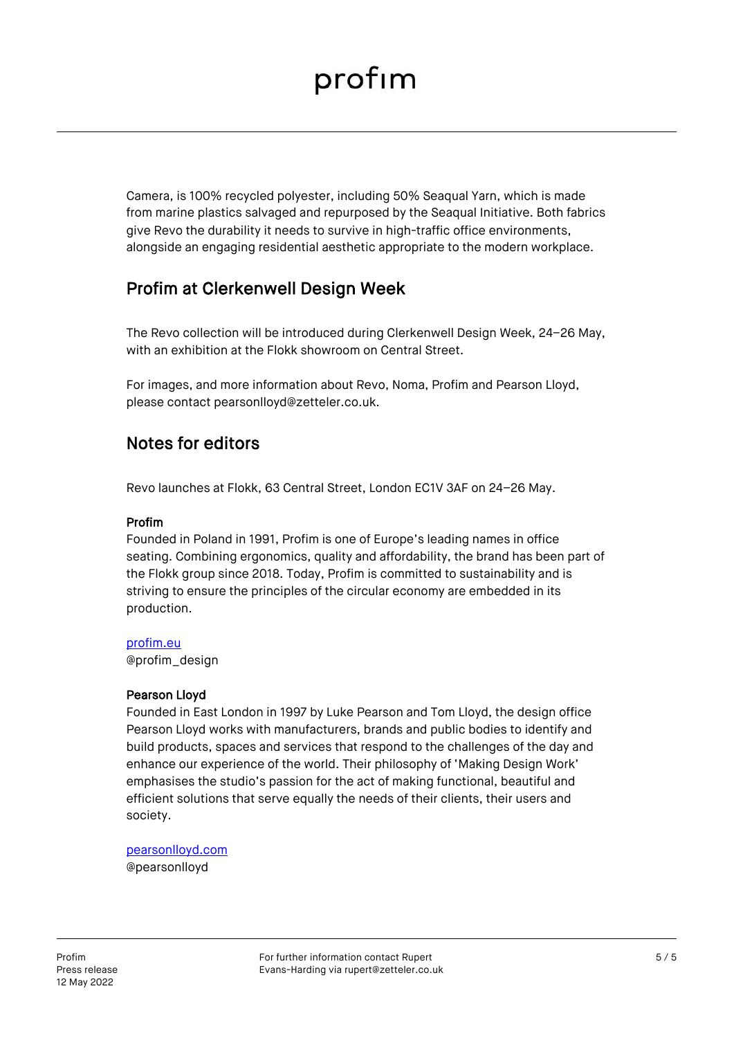Camera, is 100% recycled polyester, including 50% Seaqual Yarn, which is made from marine plastics salvaged and repurposed by the Seaqual Initiative. Both fabrics give Revo the durability it needs to survive in high-traffic office environments, alongside an engaging residential aesthetic appropriate to the modern workplace.

## Profim at Clerkenwell Design Week

The Revo collection will be introduced during Clerkenwell Design Week, 24–26 May, with an exhibition at the Flokk showroom on Central Street.

For images, and more information about Revo, Noma, Profim and Pearson Lloyd, please contact pearsonlloyd@zetteler.co.uk.

## Notes for editors

Revo launches at Flokk, 63 Central Street, London EC1V 3AF on 24–26 May.

**Profim**
Founded in Poland in 1991, Profim is one of Europe's leading names in office seating. Combining ergonomics, quality and affordability, the brand has been part of the Flokk group since 2018. Today, Profim is committed to sustainability and is striving to ensure the principles of the circular economy are embedded in its production.

[profim.eu](profim.eu)
@profim_design

**Pearson Lloyd**
Founded in East London in 1997 by Luke Pearson and Tom Lloyd, the design office Pearson Lloyd works with manufacturers, brands and public bodies to identify and build products, spaces and services that respond to the challenges of the day and enhance our experience of the world. Their philosophy of 'Making Design Work' emphasises the studio's passion for the act of making functional, beautiful and efficient solutions that serve equally the needs of their clients, their users and society.

[pearsonlloyd.com](pearsonlloyd.com)
@pearsonlloyd